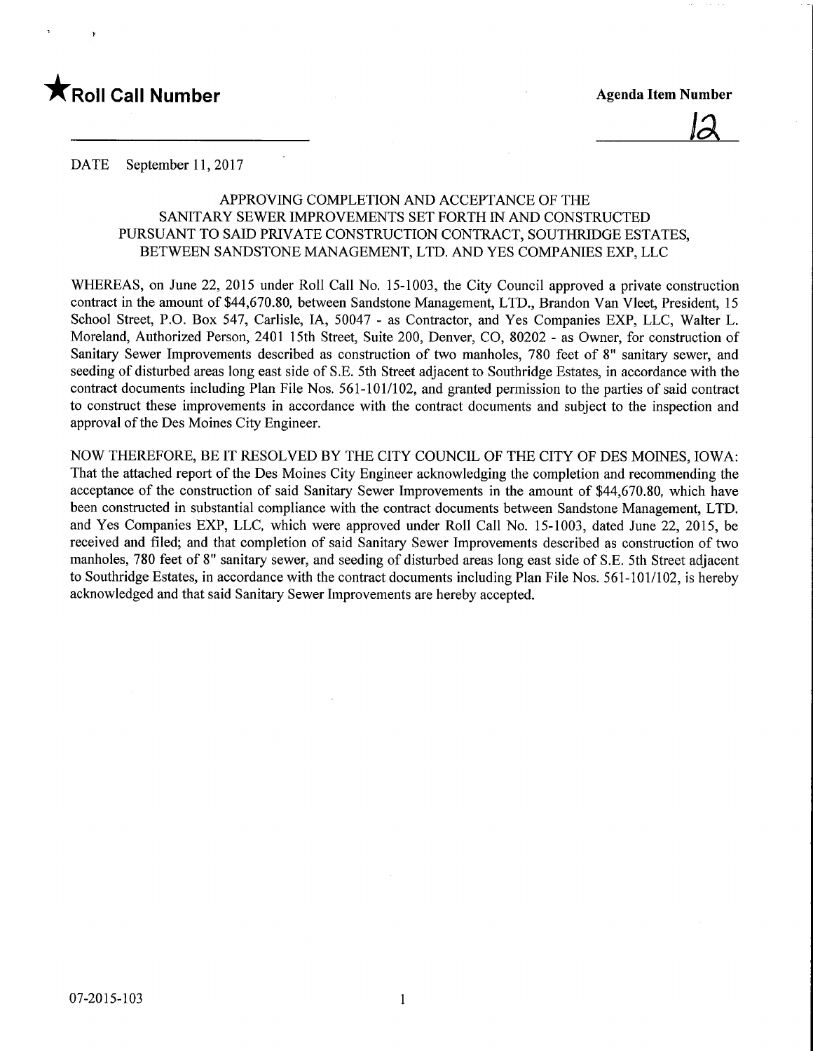★**Roll Call Number**

**Agenda Item Number**

12

DATE September 11, 2017

APPROVING COMPLETION AND ACCEPTANCE OF THE SANITARY SEWER IMPROVEMENTS SET FORTH IN AND CONSTRUCTED PURSUANT TO SAID PRIVATE CONSTRUCTION CONTRACT, SOUTHRIDGE ESTATES, BETWEEN SANDSTONE MANAGEMENT, LTD. AND YES COMPANIES EXP, LLC

WHEREAS, on June 22, 2015 under Roll Call No. 15-1003, the City Council approved a private construction contract in the amount of $44,670.80, between Sandstone Management, LTD., Brandon Van Vleet, President, 15 School Street, P.O. Box 547, Carlisle, IA, 50047 - as Contractor, and Yes Companies EXP, LLC, Walter L. Moreland, Authorized Person, 2401 15th Street, Suite 200, Denver, CO, 80202 - as Owner, for construction of Sanitary Sewer Improvements described as construction of two manholes, 780 feet of 8" sanitary sewer, and seeding of disturbed areas long east side of S.E. 5th Street adjacent to Southridge Estates, in accordance with the contract documents including Plan File Nos. 561-101/102, and granted permission to the parties of said contract to construct these improvements in accordance with the contract documents and subject to the inspection and approval of the Des Moines City Engineer.

NOW THEREFORE, BE IT RESOLVED BY THE CITY COUNCIL OF THE CITY OF DES MOINES, IOWA: That the attached report of the Des Moines City Engineer acknowledging the completion and recommending the acceptance of the construction of said Sanitary Sewer Improvements in the amount of $44,670.80, which have been constructed in substantial compliance with the contract documents between Sandstone Management, LTD. and Yes Companies EXP, LLC, which were approved under Roll Call No. 15-1003, dated June 22, 2015, be received and filed; and that completion of said Sanitary Sewer Improvements described as construction of two manholes, 780 feet of 8" sanitary sewer, and seeding of disturbed areas long east side of S.E. 5th Street adjacent to Southridge Estates, in accordance with the contract documents including Plan File Nos. 561-101/102, is hereby acknowledged and that said Sanitary Sewer Improvements are hereby accepted.

07-2015-103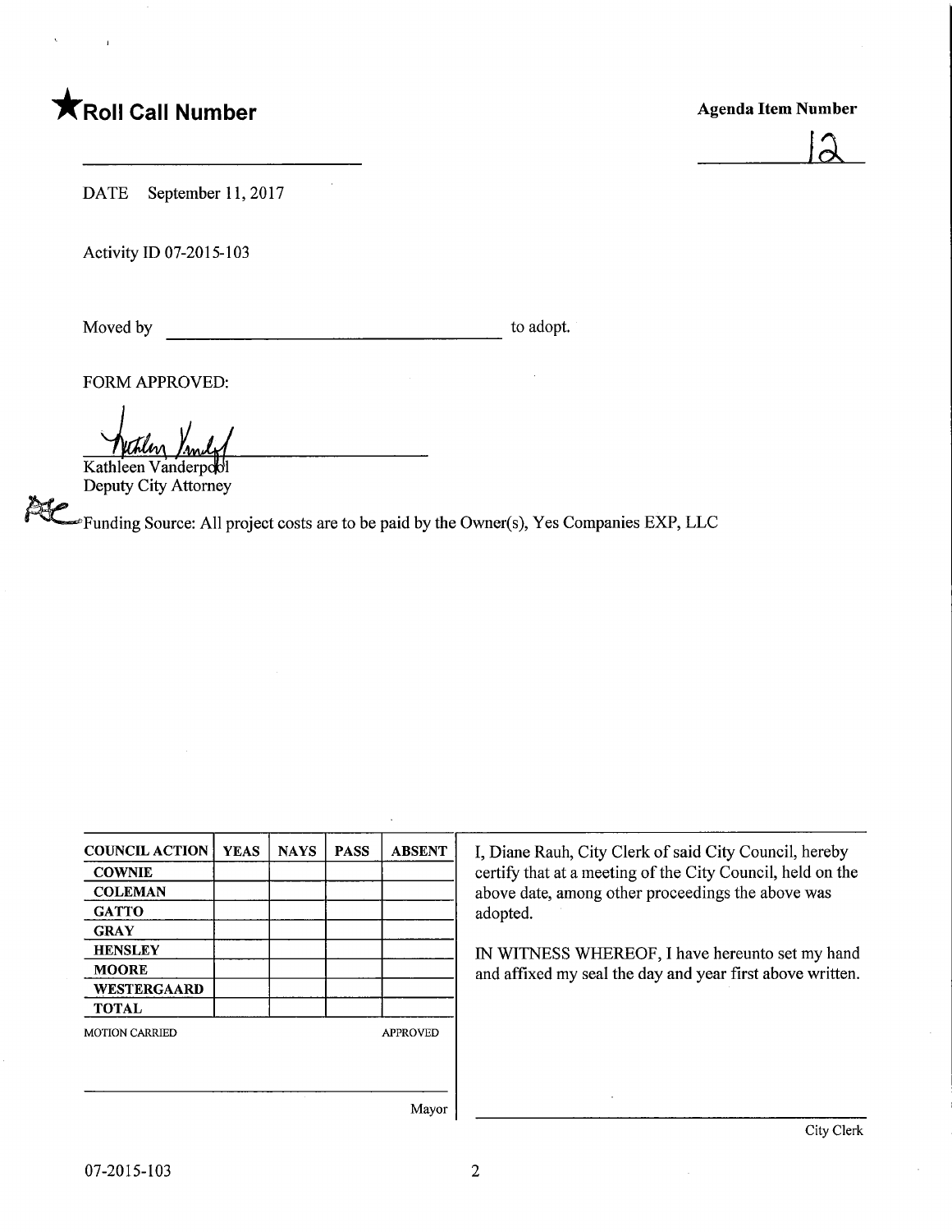★**Roll Call Number**

_______________________

**Agenda Item Number**

12

DATE September 11, 2017

Activity ID 07-2015-103

Moved by ______________________________ to adopt.

FORM APPROVED:

Kathleen Vanderpool
Deputy City Attorney

Funding Source: All project costs are to be paid by the Owner(s), Yes Companies EXP, LLC

| COUNCIL ACTION | YEAS | NAYS | PASS | ABSENT |
|---|---|---|---|---|
| COWNIE | | | | |
| COLEMAN | | | | |
| GATTO | | | | |
| GRAY | | | | |
| HENSLEY | | | | |
| MOORE | | | | |
| WESTERGAARD | | | | |
| TOTAL | | | | |

MOTION CARRIED APPROVED

_______________________ Mayor

I, Diane Rauh, City Clerk of said City Council, hereby certify that at a meeting of the City Council, held on the above date, among other proceedings the above was adopted.

IN WITNESS WHEREOF, I have hereunto set my hand and affixed my seal the day and year first above written.

_______________________ City Clerk

07-2015-103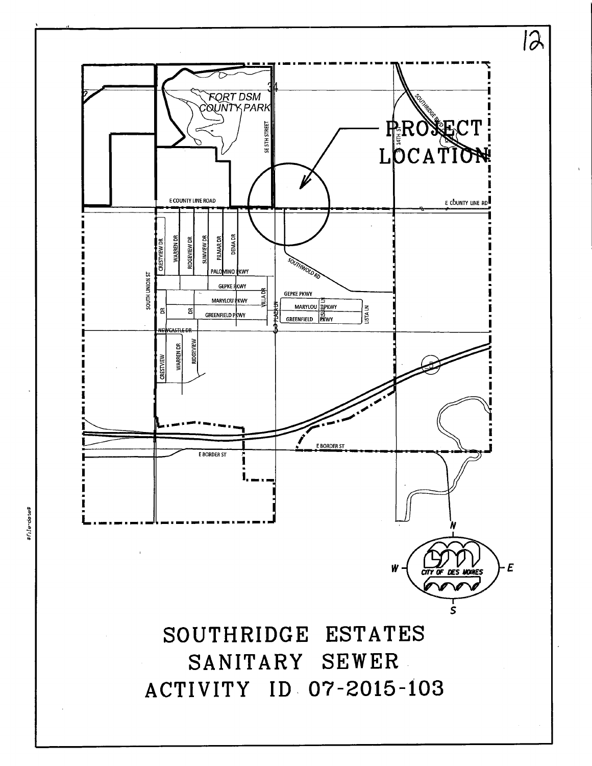FORT DSM COUNTY PARK

34

SE 5TH STREET

SOUTHRIDGE BLVD

SE 14TH ST

PROJECT LOCATION

E COUNTY LINE ROAD

E COUNTY LINE RD

CRESTVIEW DR

WARREN DR

RIDGEVIEW DR

SUNVIEW DR

PILMAR DR

DEMA DR

SOUTH UNION ST

PALOMINO PKWY

GEPKE PKWY

MARYLOU PKWY

GREENFIELD PKWY

VILLA DR

PLAZA LN

SOUTHWOLD RD

GEPKE PKWY

MARYLOU PKWY

GREENFIELD PKWY

LAKESIDE LN

LISTA LN

DR

DR

NEWCASTLE DR

CRESTVIEW

WARREN DR

RIDGEVIEW

5

E BORDER ST

E BORDER ST

N

W

E

S

CITY OF DES MOINES

# SOUTHRIDGE ESTATES SANITARY SEWER ACTIVITY ID 07-2015-103